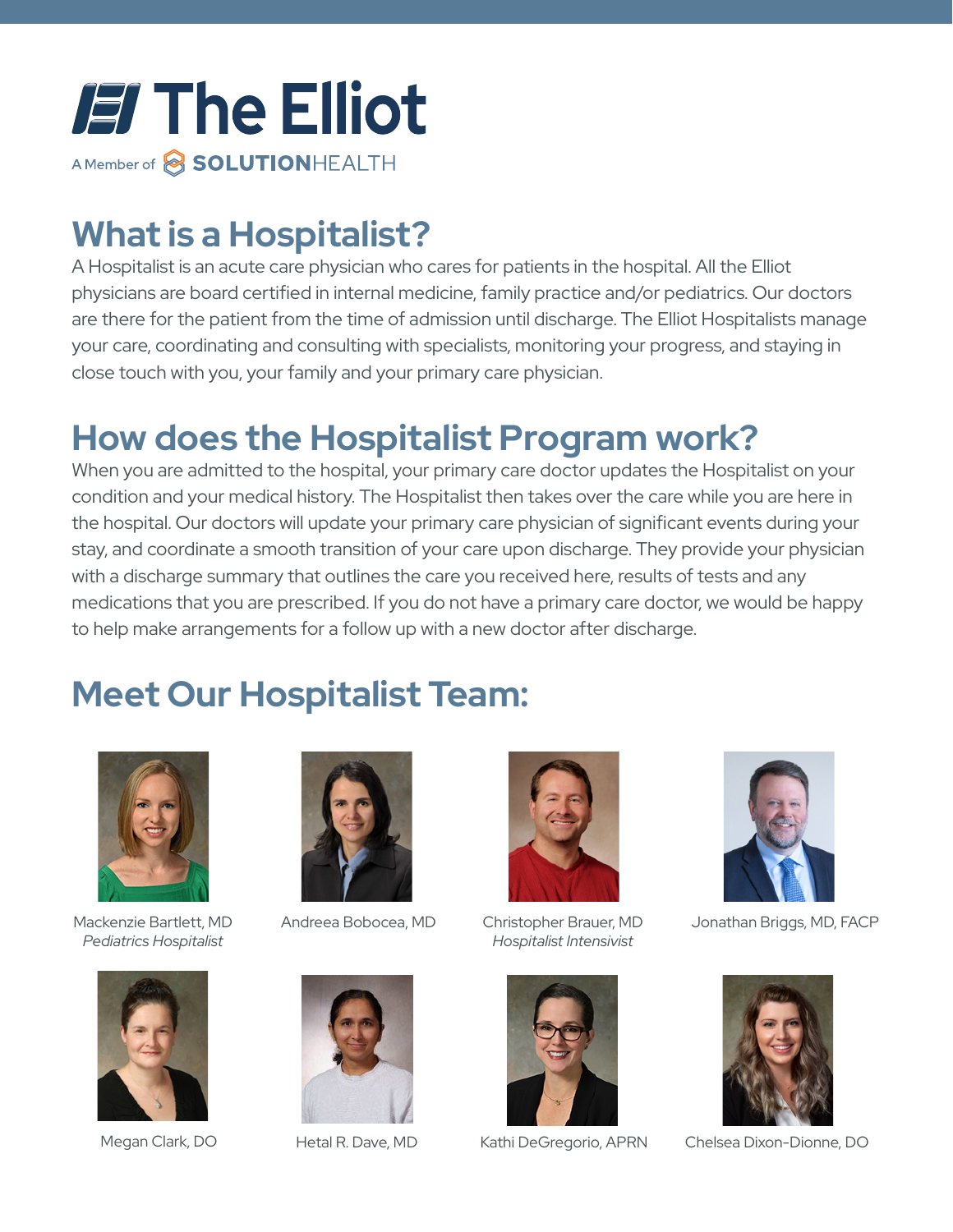# The Elliot

A Member of SOLUTIONHEALTH

## What is a Hospitalist?

A Hospitalist is an acute care physician who cares for patients in the hospital. All the Elliot physicians are board certified in internal medicine, family practice and/or pediatrics. Our doctors are there for the patient from the time of admission until discharge. The Elliot Hospitalists manage your care, coordinating and consulting with specialists, monitoring your progress, and staying in close touch with you, your family and your primary care physician.

## How does the Hospitalist Program work?

When you are admitted to the hospital, your primary care doctor updates the Hospitalist on your condition and your medical history. The Hospitalist then takes over the care while you are here in the hospital. Our doctors will update your primary care physician of significant events during your stay, and coordinate a smooth transition of your care upon discharge. They provide your physician with a discharge summary that outlines the care you received here, results of tests and any medications that you are prescribed. If you do not have a primary care doctor, we would be happy to help make arrangements for a follow up with a new doctor after discharge.

## Meet Our Hospitalist Team:

Mackenzie Bartlett, MD
*Pediatrics Hospitalist*

Andreea Bobocea, MD

Christopher Brauer, MD
*Hospitalist Intensivist*

Jonathan Briggs, MD, FACP

Megan Clark, DO

Hetal R. Dave, MD

Kathi DeGregorio, APRN

Chelsea Dixon-Dionne, DO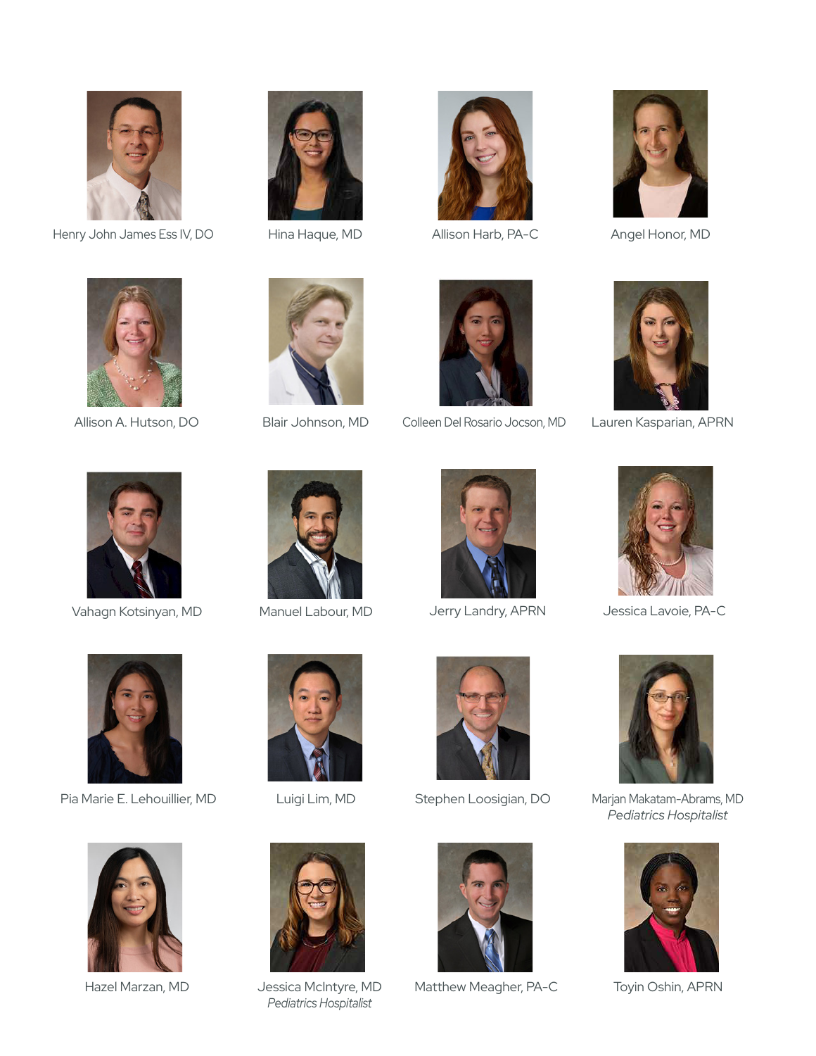Henry John James Ess IV, DO

Hina Haque, MD

Allison Harb, PA-C

Angel Honor, MD

Allison A. Hutson, DO

Blair Johnson, MD

Colleen Del Rosario Jocson, MD

Lauren Kasparian, APRN

Vahagn Kotsinyan, MD

Manuel Labour, MD

Jerry Landry, APRN

Jessica Lavoie, PA-C

Pia Marie E. Lehouillier, MD

Luigi Lim, MD

Stephen Loosigian, DO

Marjan Makatam-Abrams, MD
*Pediatrics Hospitalist*

Hazel Marzan, MD

Jessica McIntyre, MD
*Pediatrics Hospitalist*

Matthew Meagher, PA-C

Toyin Oshin, APRN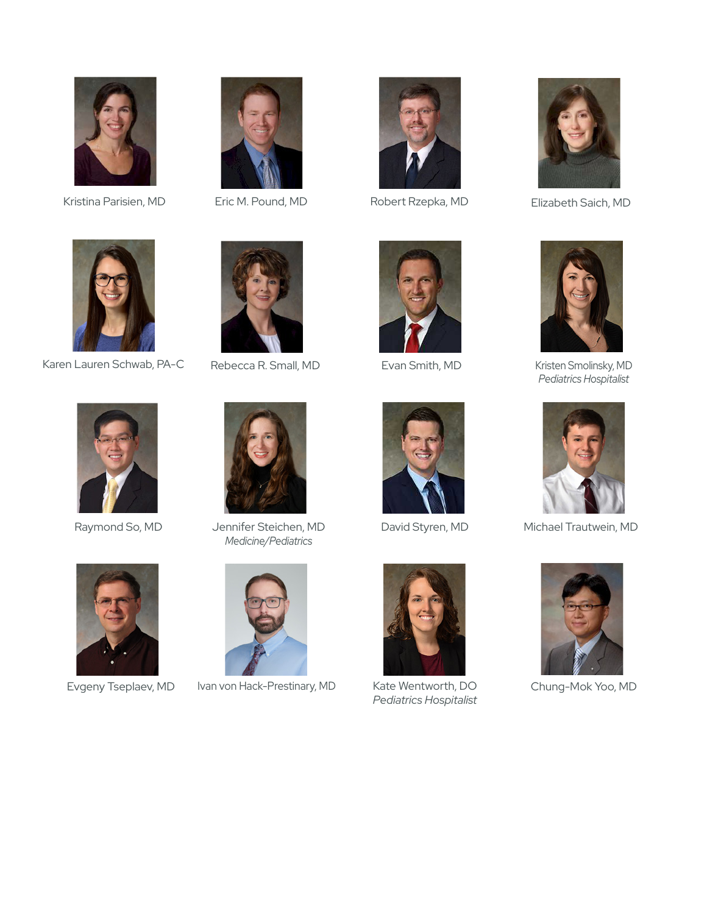Kristina Parisien, MD

Eric M. Pound, MD

Robert Rzepka, MD

Elizabeth Saich, MD

Karen Lauren Schwab, PA-C

Rebecca R. Small, MD

Evan Smith, MD

Kristen Smolinsky, MD
*Pediatrics Hospitalist*

Raymond So, MD

Jennifer Steichen, MD
*Medicine/Pediatrics*

David Styren, MD

Michael Trautwein, MD

Evgeny Tseplaev, MD

Ivan von Hack-Prestinary, MD

Kate Wentworth, DO
*Pediatrics Hospitalist*

Chung-Mok Yoo, MD